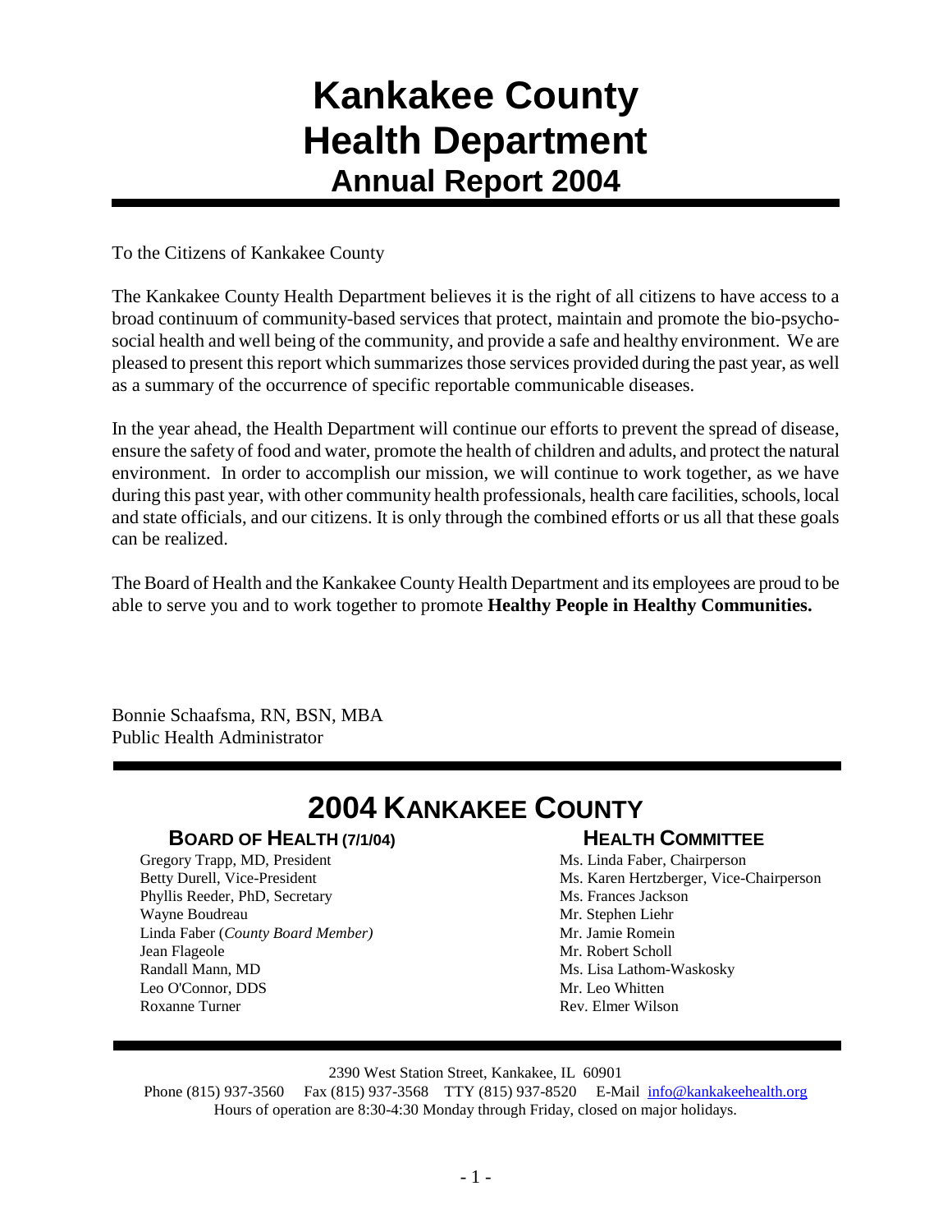# Kankakee County Health Department

## Annual Report 2004

To the Citizens of Kankakee County

The Kankakee County Health Department believes it is the right of all citizens to have access to a broad continuum of community-based services that protect, maintain and promote the bio-psycho-social health and well being of the community, and provide a safe and healthy environment. We are pleased to present this report which summarizes those services provided during the past year, as well as a summary of the occurrence of specific reportable communicable diseases.

In the year ahead, the Health Department will continue our efforts to prevent the spread of disease, ensure the safety of food and water, promote the health of children and adults, and protect the natural environment. In order to accomplish our mission, we will continue to work together, as we have during this past year, with other community health professionals, health care facilities, schools, local and state officials, and our citizens. It is only through the combined efforts or us all that these goals can be realized.

The Board of Health and the Kankakee County Health Department and its employees are proud to be able to serve you and to work together to promote **Healthy People in Healthy Communities.**

Bonnie Schaafsma, RN, BSN, MBA
Public Health Administrator

## 2004 Kankakee County

### Board of Health (7/1/04)

Gregory Trapp, MD, President
Betty Durell, Vice-President
Phyllis Reeder, PhD, Secretary
Wayne Boudreau
Linda Faber (*County Board Member)*
Jean Flageole
Randall Mann, MD
Leo O'Connor, DDS
Roxanne Turner

### Health Committee

Ms. Linda Faber, Chairperson
Ms. Karen Hertzberger, Vice-Chairperson
Ms. Frances Jackson
Mr. Stephen Liehr
Mr. Jamie Romein
Mr. Robert Scholl
Ms. Lisa Lathom-Waskosky
Mr. Leo Whitten
Rev. Elmer Wilson

2390 West Station Street, Kankakee, IL 60901
Phone (815) 937-3560 Fax (815) 937-3568 TTY (815) 937-8520 E-Mail info@kankakeehealth.org
Hours of operation are 8:30-4:30 Monday through Friday, closed on major holidays.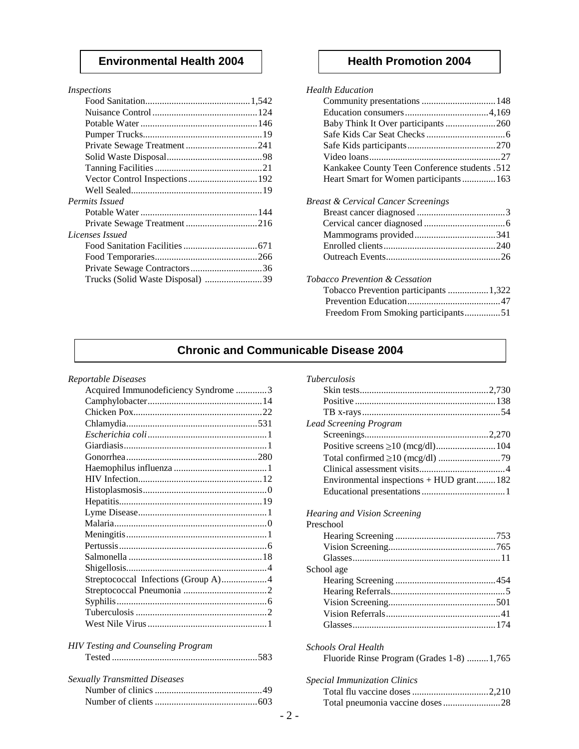## Environmental Health 2004

*Inspections*

| | |
|---|---|
| Food Sanitation | 1,542 |
| Nuisance Control | 124 |
| Potable Water | 146 |
| Pumper Trucks | 19 |
| Private Sewage Treatment | 241 |
| Solid Waste Disposal | 98 |
| Tanning Facilities | 21 |
| Vector Control Inspections | 192 |
| Well Sealed | 19 |

*Permits Issued*

| | |
|---|---|
| Potable Water | 144 |
| Private Sewage Treatment | 216 |

*Licenses Issued*

| | |
|---|---|
| Food Sanitation Facilities | 671 |
| Food Temporaries | 266 |
| Private Sewage Contractors | 36 |
| Trucks (Solid Waste Disposal) | 39 |

## Health Promotion 2004

*Health Education*

| | |
|---|---|
| Community presentations | 148 |
| Education consumers | 4,169 |
| Baby Think It Over participants | 260 |
| Safe Kids Car Seat Checks | 6 |
| Safe Kids participants | 270 |
| Video loans | 27 |
| Kankakee County Teen Conference students | 512 |
| Heart Smart for Women participants | 163 |

*Breast & Cervical Cancer Screenings*

| | |
|---|---|
| Breast cancer diagnosed | 3 |
| Cervical cancer diagnosed | 6 |
| Mammograms provided | 341 |
| Enrolled clients | 240 |
| Outreach Events | 26 |

*Tobacco Prevention & Cessation*

| | |
|---|---|
| Tobacco Prevention participants | 1,322 |
| Prevention Education | 47 |
| Freedom From Smoking participants | 51 |

## Chronic and Communicable Disease 2004

*Reportable Diseases*

| | |
|---|---|
| Acquired Immunodeficiency Syndrome | 3 |
| Camphylobacter | 14 |
| Chicken Pox | 22 |
| Chlamydia | 531 |
| *Escherichia coli* | 1 |
| Giardiasis | 1 |
| Gonorrhea | 280 |
| Haemophilus influenza | 1 |
| HIV Infection | 12 |
| Histoplasmosis | 0 |
| Hepatitis | 19 |
| Lyme Disease | 1 |
| Malaria | 0 |
| Meningitis | 1 |
| Pertussis | 6 |
| Salmonella | 18 |
| Shigellosis | 4 |
| Streptococcal Infections (Group A) | 4 |
| Streptococcal Pneumonia | 2 |
| Syphilis | 6 |
| Tuberculosis | 2 |
| West Nile Virus | 1 |

*HIV Testing and Counseling Program*

| | |
|---|---|
| Tested | 583 |

*Sexually Transmitted Diseases*

| | |
|---|---|
| Number of clinics | 49 |
| Number of clients | 603 |

*Tuberculosis*

| | |
|---|---|
| Skin tests | 2,730 |
| Positive | 138 |
| TB x-rays | 54 |

*Lead Screening Program*

| | |
|---|---|
| Screenings | 2,270 |
| Positive screens ≥10 (mcg/dl) | 104 |
| Total confirmed ≥10 (mcg/dl) | 79 |
| Clinical assessment visits | 4 |
| Environmental inspections + HUD grant | 182 |
| Educational presentations | 1 |

*Hearing and Vision Screening*

Preschool

| | |
|---|---|
| Hearing Screening | 753 |
| Vision Screening | 765 |
| Glasses | 11 |

School age

| | |
|---|---|
| Hearing Screening | 454 |
| Hearing Referrals | 5 |
| Vision Screening | 501 |
| Vision Referrals | 41 |
| Glasses | 174 |

*Schools Oral Health*

| | |
|---|---|
| Fluoride Rinse Program (Grades 1-8) | 1,765 |

*Special Immunization Clinics*

| | |
|---|---|
| Total flu vaccine doses | 2,210 |
| Total pneumonia vaccine doses | 28 |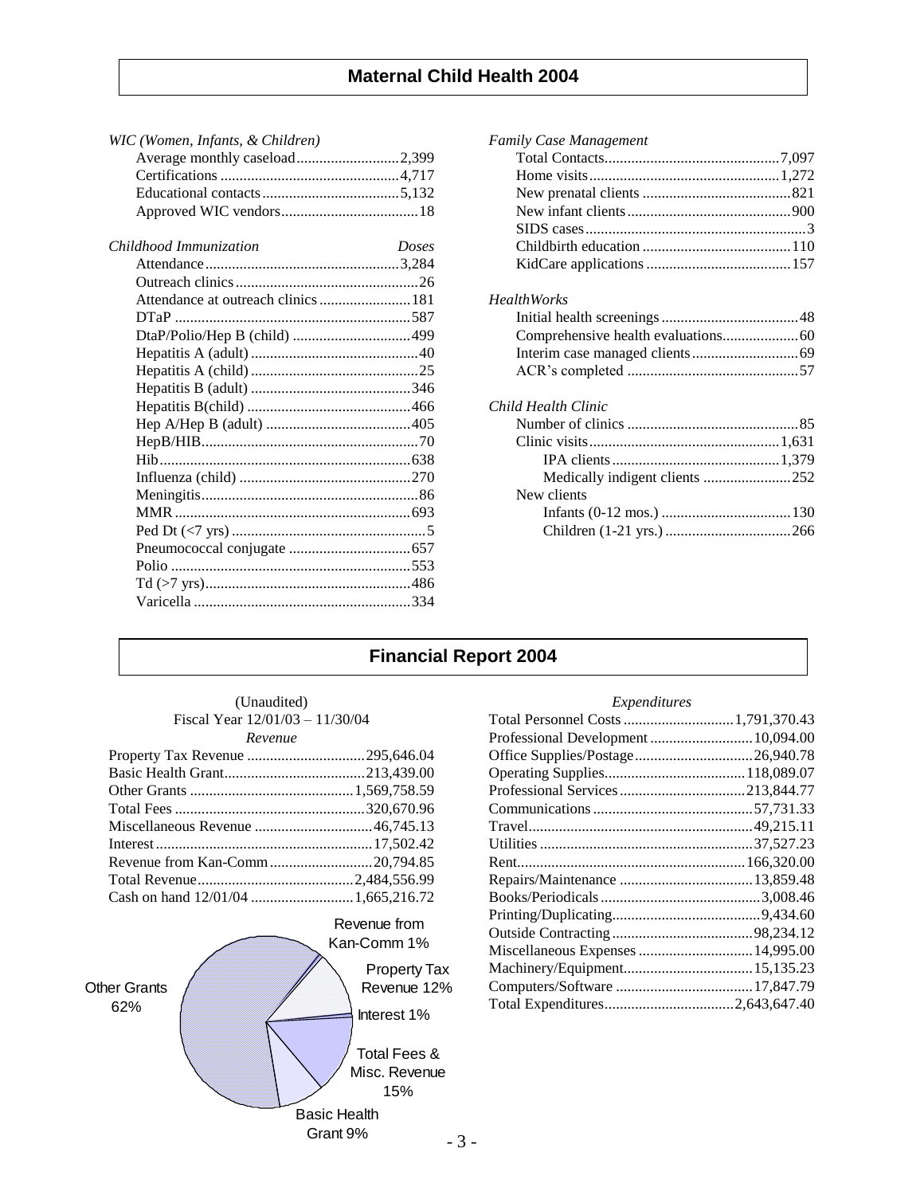## Maternal Child Health 2004

*WIC (Women, Infants, & Children)*

| Item | Count |
|---|---|
| Average monthly caseload | 2,399 |
| Certifications | 4,717 |
| Educational contacts | 5,132 |
| Approved WIC vendors | 18 |

| *Childhood Immunization* | *Doses* |
|---|---|
| Attendance | 3,284 |
| Outreach clinics | 26 |
| Attendance at outreach clinics | 181 |
| DTaP | 587 |
| DtaP/Polio/Hep B (child) | 499 |
| Hepatitis A (adult) | 40 |
| Hepatitis A (child) | 25 |
| Hepatitis B (adult) | 346 |
| Hepatitis B(child) | 466 |
| Hep A/Hep B (adult) | 405 |
| HepB/HIB | 70 |
| Hib | 638 |
| Influenza (child) | 270 |
| Meningitis | 86 |
| MMR | 693 |
| Ped Dt (<7 yrs) | 5 |
| Pneumococcal conjugate | 657 |
| Polio | 553 |
| Td (>7 yrs) | 486 |
| Varicella | 334 |

*Family Case Management*

| Item | Count |
|---|---|
| Total Contacts | 7,097 |
| Home visits | 1,272 |
| New prenatal clients | 821 |
| New infant clients | 900 |
| SIDS cases | 3 |
| Childbirth education | 110 |
| KidCare applications | 157 |

*HealthWorks*

| Item | Count |
|---|---|
| Initial health screenings | 48 |
| Comprehensive health evaluations | 60 |
| Interim case managed clients | 69 |
| ACR's completed | 57 |

*Child Health Clinic*

| Item | Count |
|---|---|
| Number of clinics | 85 |
| Clinic visits | 1,631 |
| IPA clients | 1,379 |
| Medically indigent clients | 252 |
| New clients | |
| Infants (0-12 mos.) | 130 |
| Children (1-21 yrs.) | 266 |

## Financial Report 2004

(Unaudited)
Fiscal Year 12/01/03 – 11/30/04

| *Revenue* | |
|---|---|
| Property Tax Revenue | 295,646.04 |
| Basic Health Grant | 213,439.00 |
| Other Grants | 1,569,758.59 |
| Total Fees | 320,670.96 |
| Miscellaneous Revenue | 46,745.13 |
| Interest | 17,502.42 |
| Revenue from Kan-Comm | 20,794.85 |
| Total Revenue | 2,484,556.99 |
| Cash on hand 12/01/04 | 1,665,216.72 |

Other Grants 62%; Property Tax Revenue 12%; Total Fees & Misc. Revenue 15%; Basic Health Grant 9%; Interest 1%; Revenue from Kan-Comm 1%

| *Expenditures* | |
|---|---|
| Total Personnel Costs | 1,791,370.43 |
| Professional Development | 10,094.00 |
| Office Supplies/Postage | 26,940.78 |
| Operating Supplies | 118,089.07 |
| Professional Services | 213,844.77 |
| Communications | 57,731.33 |
| Travel | 49,215.11 |
| Utilities | 37,527.23 |
| Rent | 166,320.00 |
| Repairs/Maintenance | 13,859.48 |
| Books/Periodicals | 3,008.46 |
| Printing/Duplicating | 9,434.60 |
| Outside Contracting | 98,234.12 |
| Miscellaneous Expenses | 14,995.00 |
| Machinery/Equipment | 15,135.23 |
| Computers/Software | 17,847.79 |
| Total Expenditures | 2,643,647.40 |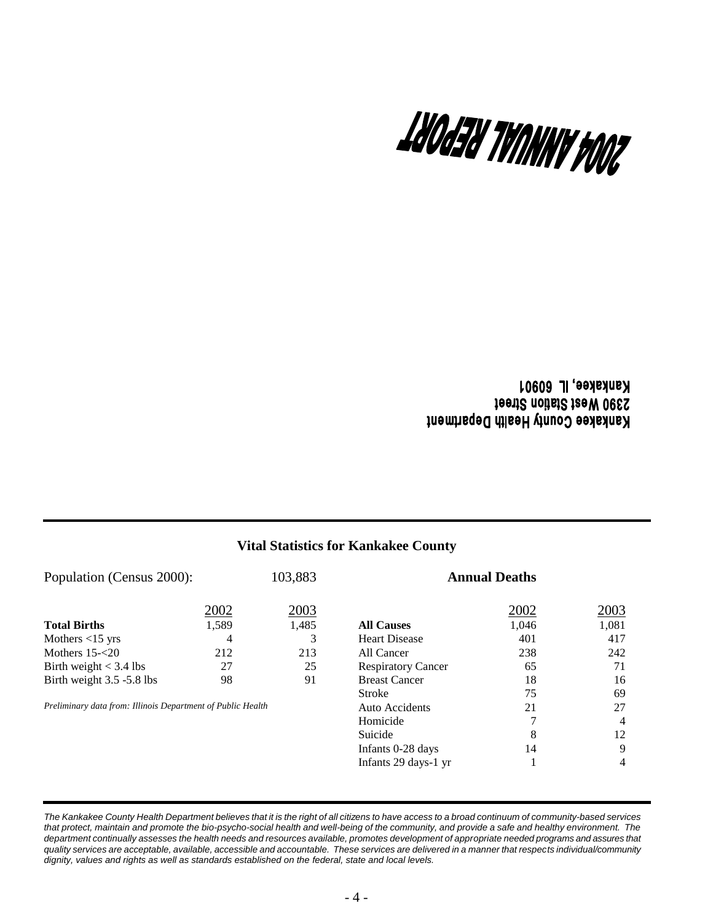# 2004 ANNUAL REPORT

**Kankakee County Health Department**
**2390 West Station Street**
**Kankakee, IL 60901**

---

## Vital Statistics for Kankakee County

Population (Census 2000): 103,883

| | 2002 | 2003 |
|---|---|---|
| **Total Births** | 1,589 | 1,485 |
| Mothers <15 yrs | 4 | 3 |
| Mothers 15-<20 | 212 | 213 |
| Birth weight < 3.4 lbs | 27 | 25 |
| Birth weight 3.5 -5.8 lbs | 98 | 91 |

*Preliminary data from: Illinois Department of Public Health*

### Annual Deaths

| | 2002 | 2003 |
|---|---|---|
| **All Causes** | 1,046 | 1,081 |
| Heart Disease | 401 | 417 |
| All Cancer | 238 | 242 |
| Respiratory Cancer | 65 | 71 |
| Breast Cancer | 18 | 16 |
| Stroke | 75 | 69 |
| Auto Accidents | 21 | 27 |
| Homicide | 7 | 4 |
| Suicide | 8 | 12 |
| Infants 0-28 days | 14 | 9 |
| Infants 29 days-1 yr | 1 | 4 |

---

*The Kankakee County Health Department believes that it is the right of all citizens to have access to a broad continuum of community-based services that protect, maintain and promote the bio-psycho-social health and well-being of the community, and provide a safe and healthy environment. The department continually assesses the health needs and resources available, promotes development of appropriate needed programs and assures that quality services are acceptable, available, accessible and accountable. These services are delivered in a manner that respects individual/community dignity, values and rights as well as standards established on the federal, state and local levels.*